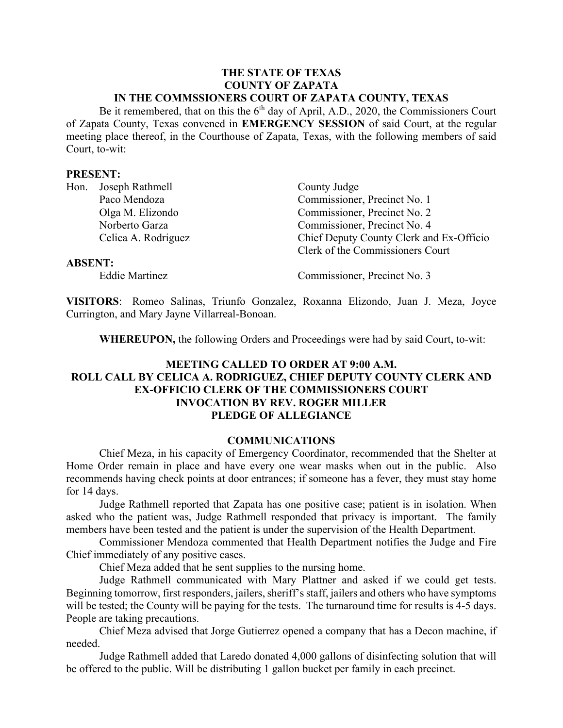**THE STATE OF TEXAS**
**COUNTY OF ZAPATA**
**IN THE COMMSSIONERS COURT OF ZAPATA COUNTY, TEXAS**

Be it remembered, that on this the 6th day of April, A.D., 2020, the Commissioners Court of Zapata County, Texas convened in **EMERGENCY SESSION** of said Court, at the regular meeting place thereof, in the Courthouse of Zapata, Texas, with the following members of said Court, to-wit:

**PRESENT:**

| | |
|---|---|
| Hon. Joseph Rathmell | County Judge |
| Paco Mendoza | Commissioner, Precinct No. 1 |
| Olga M. Elizondo | Commissioner, Precinct No. 2 |
| Norberto Garza | Commissioner, Precinct No. 4 |
| Celica A. Rodriguez | Chief Deputy County Clerk and Ex-Officio Clerk of the Commissioners Court |

**ABSENT:**

| | |
|---|---|
| Eddie Martinez | Commissioner, Precinct No. 3 |

**VISITORS**: Romeo Salinas, Triunfo Gonzalez, Roxanna Elizondo, Juan J. Meza, Joyce Currington, and Mary Jayne Villarreal-Bonoan.

**WHEREUPON,** the following Orders and Proceedings were had by said Court, to-wit:

**MEETING CALLED TO ORDER AT 9:00 A.M.**
**ROLL CALL BY CELICA A. RODRIGUEZ, CHIEF DEPUTY COUNTY CLERK AND EX-OFFICIO CLERK OF THE COMMISSIONERS COURT**
**INVOCATION BY REV. ROGER MILLER**
**PLEDGE OF ALLEGIANCE**

**COMMUNICATIONS**

Chief Meza, in his capacity of Emergency Coordinator, recommended that the Shelter at Home Order remain in place and have every one wear masks when out in the public. Also recommends having check points at door entrances; if someone has a fever, they must stay home for 14 days.

Judge Rathmell reported that Zapata has one positive case; patient is in isolation. When asked who the patient was, Judge Rathmell responded that privacy is important. The family members have been tested and the patient is under the supervision of the Health Department.

Commissioner Mendoza commented that Health Department notifies the Judge and Fire Chief immediately of any positive cases.

Chief Meza added that he sent supplies to the nursing home.

Judge Rathmell communicated with Mary Plattner and asked if we could get tests. Beginning tomorrow, first responders, jailers, sheriff's staff, jailers and others who have symptoms will be tested; the County will be paying for the tests. The turnaround time for results is 4-5 days. People are taking precautions.

Chief Meza advised that Jorge Gutierrez opened a company that has a Decon machine, if needed.

Judge Rathmell added that Laredo donated 4,000 gallons of disinfecting solution that will be offered to the public. Will be distributing 1 gallon bucket per family in each precinct.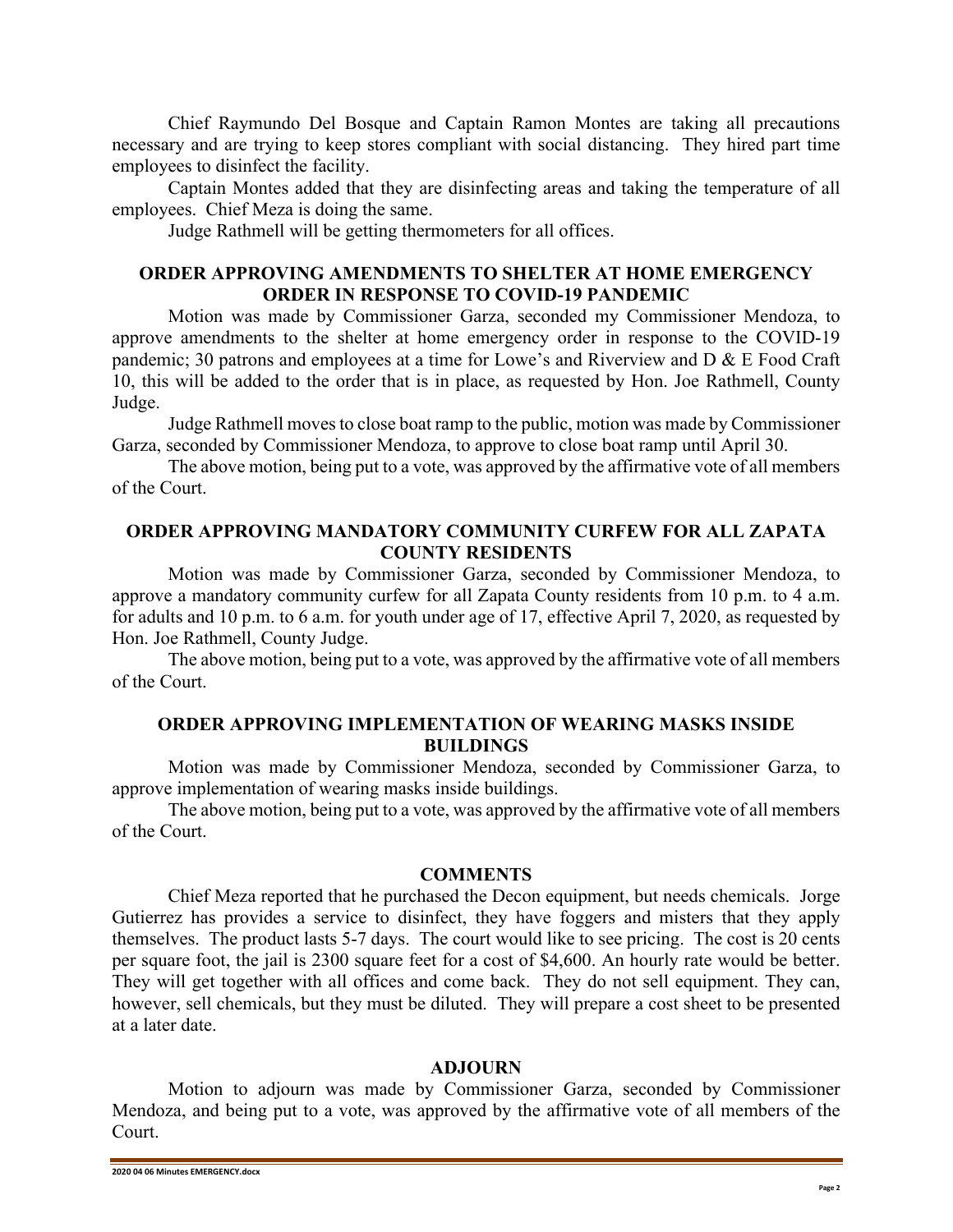Chief Raymundo Del Bosque and Captain Ramon Montes are taking all precautions necessary and are trying to keep stores compliant with social distancing. They hired part time employees to disinfect the facility.

Captain Montes added that they are disinfecting areas and taking the temperature of all employees. Chief Meza is doing the same.

Judge Rathmell will be getting thermometers for all offices.

## ORDER APPROVING AMENDMENTS TO SHELTER AT HOME EMERGENCY ORDER IN RESPONSE TO COVID-19 PANDEMIC

Motion was made by Commissioner Garza, seconded my Commissioner Mendoza, to approve amendments to the shelter at home emergency order in response to the COVID-19 pandemic; 30 patrons and employees at a time for Lowe's and Riverview and D & E Food Craft 10, this will be added to the order that is in place, as requested by Hon. Joe Rathmell, County Judge.

Judge Rathmell moves to close boat ramp to the public, motion was made by Commissioner Garza, seconded by Commissioner Mendoza, to approve to close boat ramp until April 30.

The above motion, being put to a vote, was approved by the affirmative vote of all members of the Court.

## ORDER APPROVING MANDATORY COMMUNITY CURFEW FOR ALL ZAPATA COUNTY RESIDENTS

Motion was made by Commissioner Garza, seconded by Commissioner Mendoza, to approve a mandatory community curfew for all Zapata County residents from 10 p.m. to 4 a.m. for adults and 10 p.m. to 6 a.m. for youth under age of 17, effective April 7, 2020, as requested by Hon. Joe Rathmell, County Judge.

The above motion, being put to a vote, was approved by the affirmative vote of all members of the Court.

## ORDER APPROVING IMPLEMENTATION OF WEARING MASKS INSIDE BUILDINGS

Motion was made by Commissioner Mendoza, seconded by Commissioner Garza, to approve implementation of wearing masks inside buildings.

The above motion, being put to a vote, was approved by the affirmative vote of all members of the Court.

## COMMENTS

Chief Meza reported that he purchased the Decon equipment, but needs chemicals. Jorge Gutierrez has provides a service to disinfect, they have foggers and misters that they apply themselves. The product lasts 5-7 days. The court would like to see pricing. The cost is 20 cents per square foot, the jail is 2300 square feet for a cost of $4,600. An hourly rate would be better. They will get together with all offices and come back. They do not sell equipment. They can, however, sell chemicals, but they must be diluted. They will prepare a cost sheet to be presented at a later date.

## ADJOURN

Motion to adjourn was made by Commissioner Garza, seconded by Commissioner Mendoza, and being put to a vote, was approved by the affirmative vote of all members of the Court.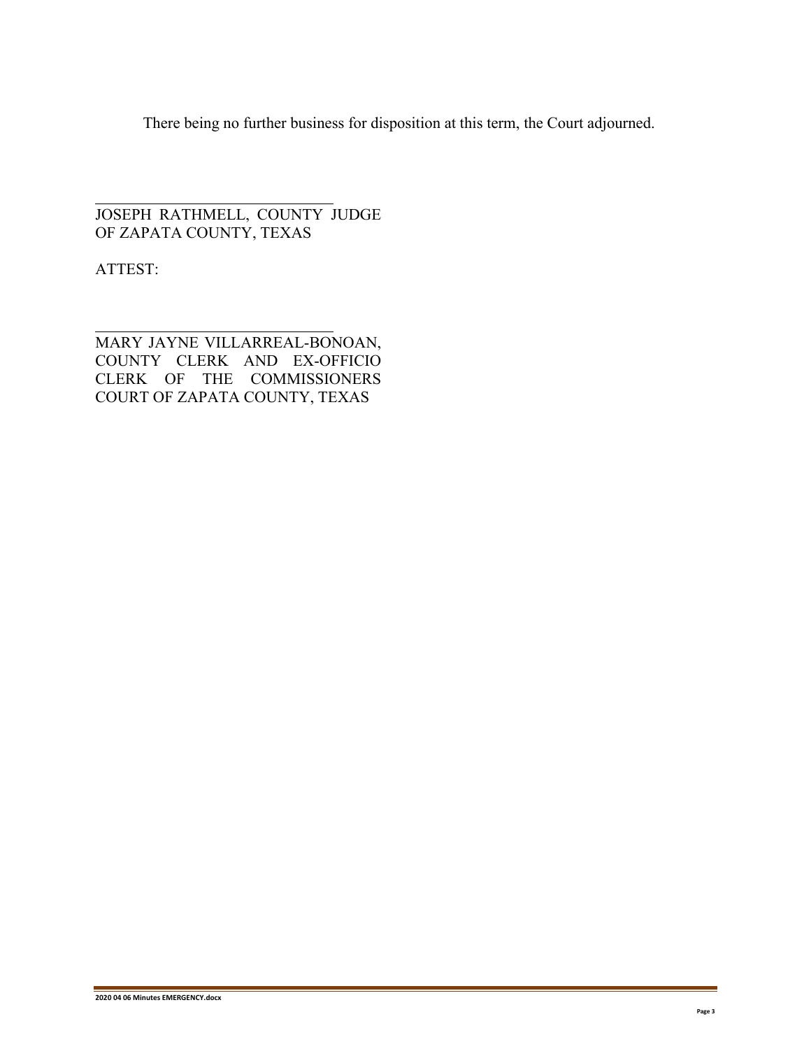There being no further business for disposition at this term, the Court adjourned.

\_\_\_\_\_\_\_\_\_\_\_\_\_\_\_\_\_\_\_\_\_\_\_\_\_\_\_\_\_\_\_

JOSEPH RATHMELL, COUNTY JUDGE OF ZAPATA COUNTY, TEXAS

ATTEST:

\_\_\_\_\_\_\_\_\_\_\_\_\_\_\_\_\_\_\_\_\_\_\_\_\_\_\_\_\_\_\_

MARY JAYNE VILLARREAL-BONOAN, COUNTY CLERK AND EX-OFFICIO CLERK OF THE COMMISSIONERS COURT OF ZAPATA COUNTY, TEXAS